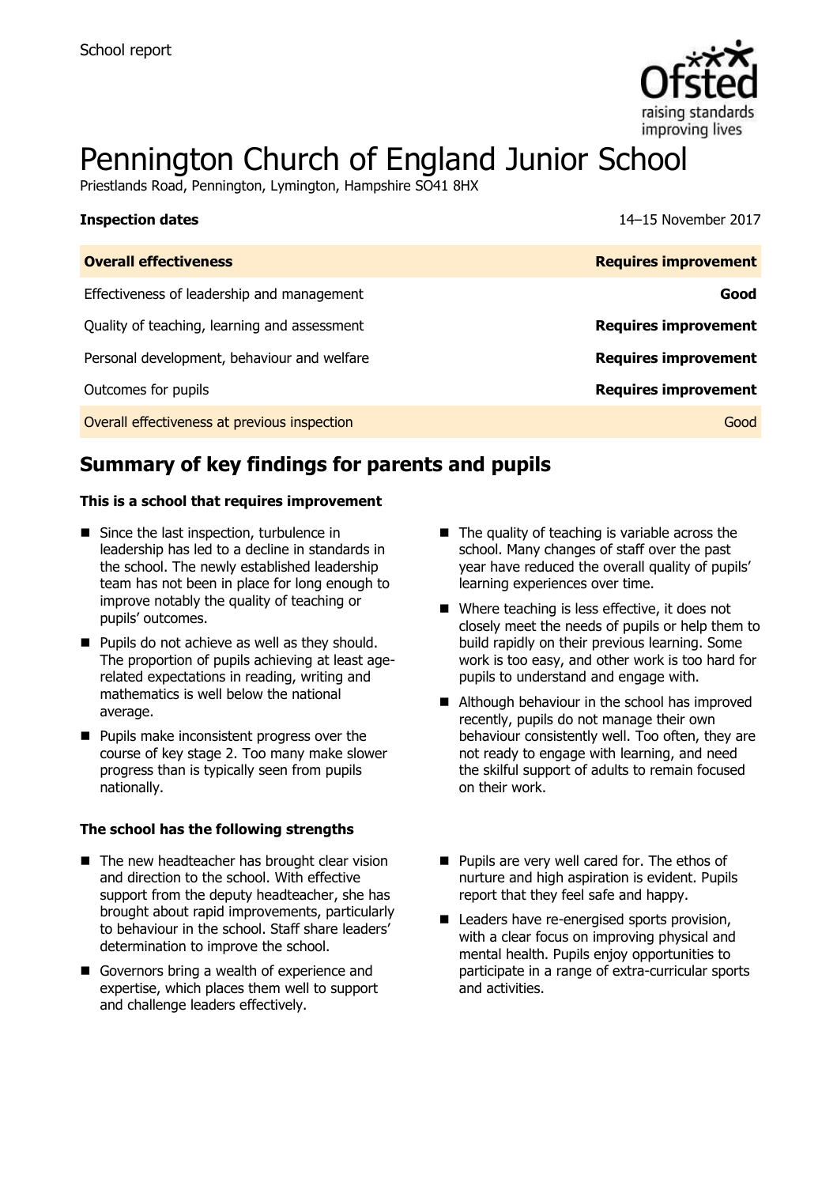School report

# Pennington Church of England Junior School

Priestlands Road, Pennington, Lymington, Hampshire SO41 8HX

**Inspection dates** 14–15 November 2017

| **Overall effectiveness** | **Requires improvement** |
|---|---|
| Effectiveness of leadership and management | **Good** |
| Quality of teaching, learning and assessment | **Requires improvement** |
| Personal development, behaviour and welfare | **Requires improvement** |
| Outcomes for pupils | **Requires improvement** |
| Overall effectiveness at previous inspection | Good |

## Summary of key findings for parents and pupils

**This is a school that requires improvement**

- Since the last inspection, turbulence in leadership has led to a decline in standards in the school. The newly established leadership team has not been in place for long enough to improve notably the quality of teaching or pupils' outcomes.
- Pupils do not achieve as well as they should. The proportion of pupils achieving at least age-related expectations in reading, writing and mathematics is well below the national average.
- Pupils make inconsistent progress over the course of key stage 2. Too many make slower progress than is typically seen from pupils nationally.
- The quality of teaching is variable across the school. Many changes of staff over the past year have reduced the overall quality of pupils' learning experiences over time.
- Where teaching is less effective, it does not closely meet the needs of pupils or help them to build rapidly on their previous learning. Some work is too easy, and other work is too hard for pupils to understand and engage with.
- Although behaviour in the school has improved recently, pupils do not manage their own behaviour consistently well. Too often, they are not ready to engage with learning, and need the skilful support of adults to remain focused on their work.

**The school has the following strengths**

- The new headteacher has brought clear vision and direction to the school. With effective support from the deputy headteacher, she has brought about rapid improvements, particularly to behaviour in the school. Staff share leaders' determination to improve the school.
- Governors bring a wealth of experience and expertise, which places them well to support and challenge leaders effectively.
- Pupils are very well cared for. The ethos of nurture and high aspiration is evident. Pupils report that they feel safe and happy.
- Leaders have re-energised sports provision, with a clear focus on improving physical and mental health. Pupils enjoy opportunities to participate in a range of extra-curricular sports and activities.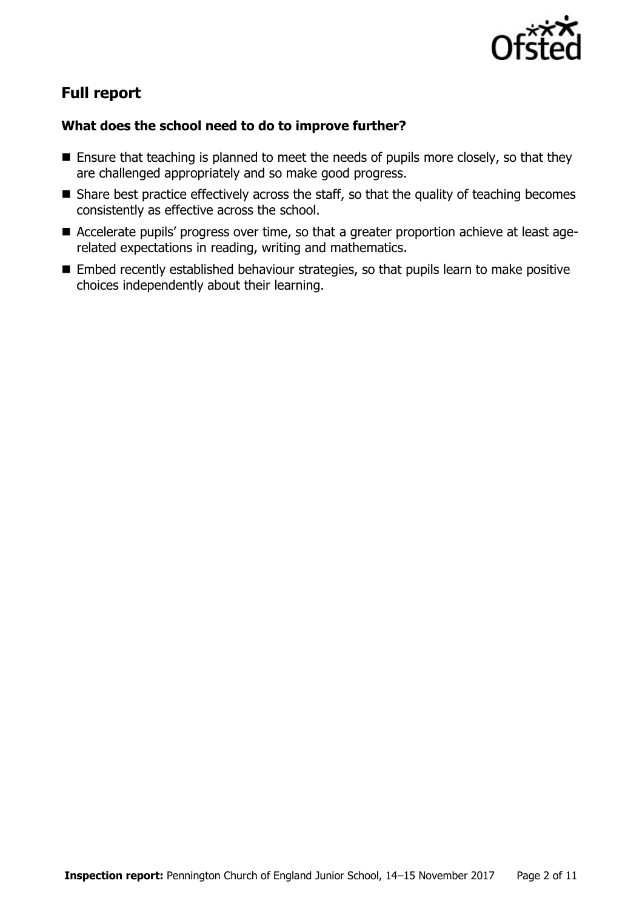## Full report

### What does the school need to do to improve further?

- Ensure that teaching is planned to meet the needs of pupils more closely, so that they are challenged appropriately and so make good progress.
- Share best practice effectively across the staff, so that the quality of teaching becomes consistently as effective across the school.
- Accelerate pupils' progress over time, so that a greater proportion achieve at least age-related expectations in reading, writing and mathematics.
- Embed recently established behaviour strategies, so that pupils learn to make positive choices independently about their learning.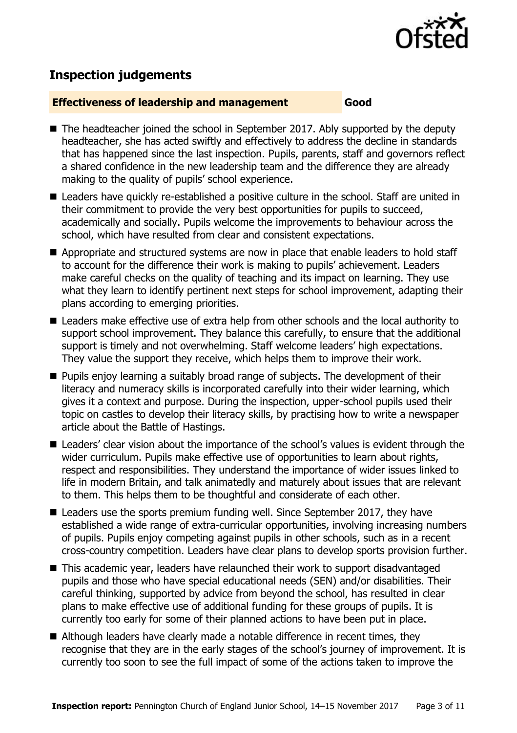## Inspection judgements

**Effectiveness of leadership and management** **Good**

- The headteacher joined the school in September 2017. Ably supported by the deputy headteacher, she has acted swiftly and effectively to address the decline in standards that has happened since the last inspection. Pupils, parents, staff and governors reflect a shared confidence in the new leadership team and the difference they are already making to the quality of pupils' school experience.
- Leaders have quickly re-established a positive culture in the school. Staff are united in their commitment to provide the very best opportunities for pupils to succeed, academically and socially. Pupils welcome the improvements to behaviour across the school, which have resulted from clear and consistent expectations.
- Appropriate and structured systems are now in place that enable leaders to hold staff to account for the difference their work is making to pupils' achievement. Leaders make careful checks on the quality of teaching and its impact on learning. They use what they learn to identify pertinent next steps for school improvement, adapting their plans according to emerging priorities.
- Leaders make effective use of extra help from other schools and the local authority to support school improvement. They balance this carefully, to ensure that the additional support is timely and not overwhelming. Staff welcome leaders' high expectations. They value the support they receive, which helps them to improve their work.
- Pupils enjoy learning a suitably broad range of subjects. The development of their literacy and numeracy skills is incorporated carefully into their wider learning, which gives it a context and purpose. During the inspection, upper-school pupils used their topic on castles to develop their literacy skills, by practising how to write a newspaper article about the Battle of Hastings.
- Leaders' clear vision about the importance of the school's values is evident through the wider curriculum. Pupils make effective use of opportunities to learn about rights, respect and responsibilities. They understand the importance of wider issues linked to life in modern Britain, and talk animatedly and maturely about issues that are relevant to them. This helps them to be thoughtful and considerate of each other.
- Leaders use the sports premium funding well. Since September 2017, they have established a wide range of extra-curricular opportunities, involving increasing numbers of pupils. Pupils enjoy competing against pupils in other schools, such as in a recent cross-country competition. Leaders have clear plans to develop sports provision further.
- This academic year, leaders have relaunched their work to support disadvantaged pupils and those who have special educational needs (SEN) and/or disabilities. Their careful thinking, supported by advice from beyond the school, has resulted in clear plans to make effective use of additional funding for these groups of pupils. It is currently too early for some of their planned actions to have been put in place.
- Although leaders have clearly made a notable difference in recent times, they recognise that they are in the early stages of the school's journey of improvement. It is currently too soon to see the full impact of some of the actions taken to improve the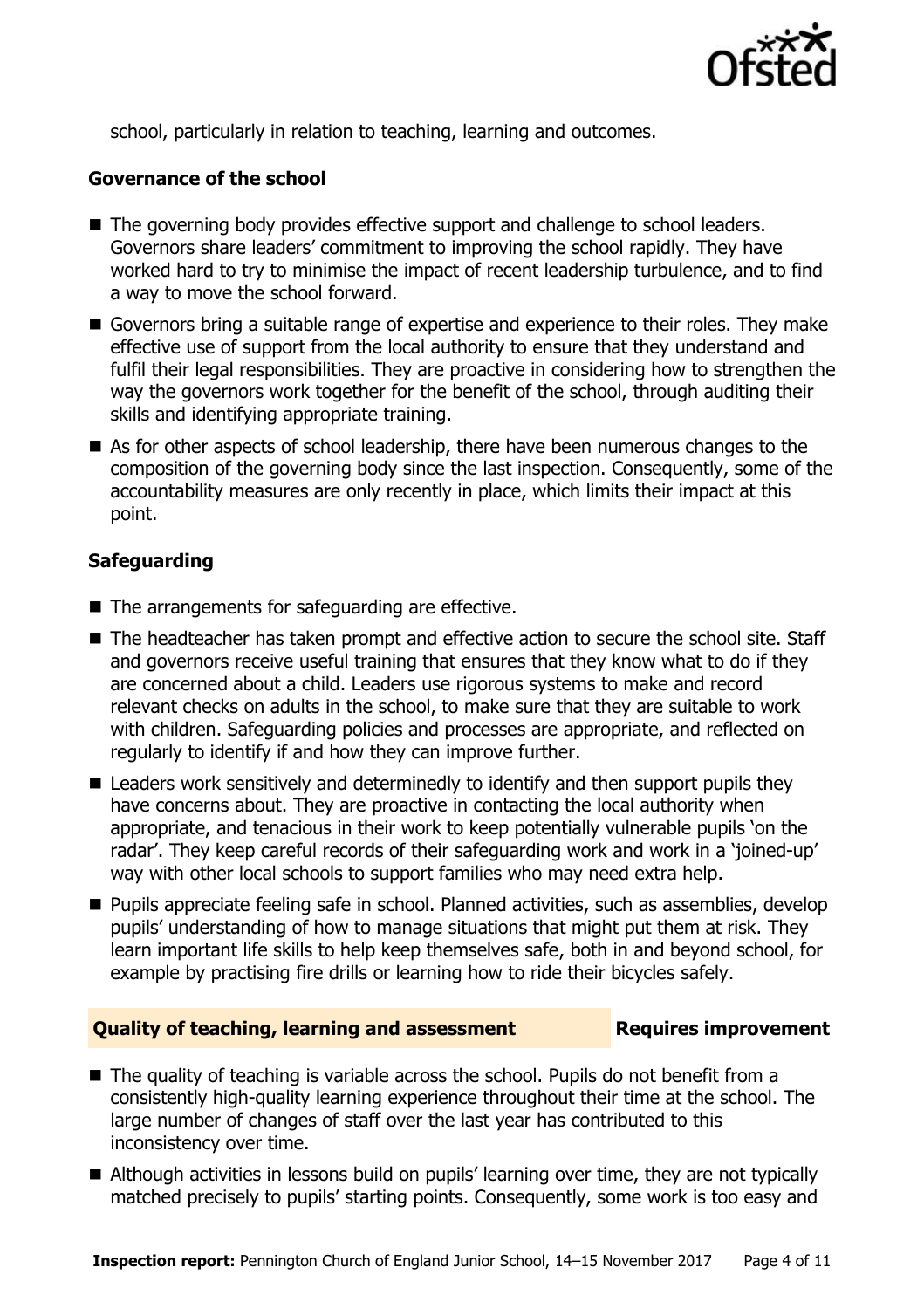school, particularly in relation to teaching, learning and outcomes.

### Governance of the school

- The governing body provides effective support and challenge to school leaders. Governors share leaders' commitment to improving the school rapidly. They have worked hard to try to minimise the impact of recent leadership turbulence, and to find a way to move the school forward.
- Governors bring a suitable range of expertise and experience to their roles. They make effective use of support from the local authority to ensure that they understand and fulfil their legal responsibilities. They are proactive in considering how to strengthen the way the governors work together for the benefit of the school, through auditing their skills and identifying appropriate training.
- As for other aspects of school leadership, there have been numerous changes to the composition of the governing body since the last inspection. Consequently, some of the accountability measures are only recently in place, which limits their impact at this point.

### Safeguarding

- The arrangements for safeguarding are effective.
- The headteacher has taken prompt and effective action to secure the school site. Staff and governors receive useful training that ensures that they know what to do if they are concerned about a child. Leaders use rigorous systems to make and record relevant checks on adults in the school, to make sure that they are suitable to work with children. Safeguarding policies and processes are appropriate, and reflected on regularly to identify if and how they can improve further.
- Leaders work sensitively and determinedly to identify and then support pupils they have concerns about. They are proactive in contacting the local authority when appropriate, and tenacious in their work to keep potentially vulnerable pupils 'on the radar'. They keep careful records of their safeguarding work and work in a 'joined-up' way with other local schools to support families who may need extra help.
- Pupils appreciate feeling safe in school. Planned activities, such as assemblies, develop pupils' understanding of how to manage situations that might put them at risk. They learn important life skills to help keep themselves safe, both in and beyond school, for example by practising fire drills or learning how to ride their bicycles safely.

### Quality of teaching, learning and assessment — Requires improvement

- The quality of teaching is variable across the school. Pupils do not benefit from a consistently high-quality learning experience throughout their time at the school. The large number of changes of staff over the last year has contributed to this inconsistency over time.
- Although activities in lessons build on pupils' learning over time, they are not typically matched precisely to pupils' starting points. Consequently, some work is too easy and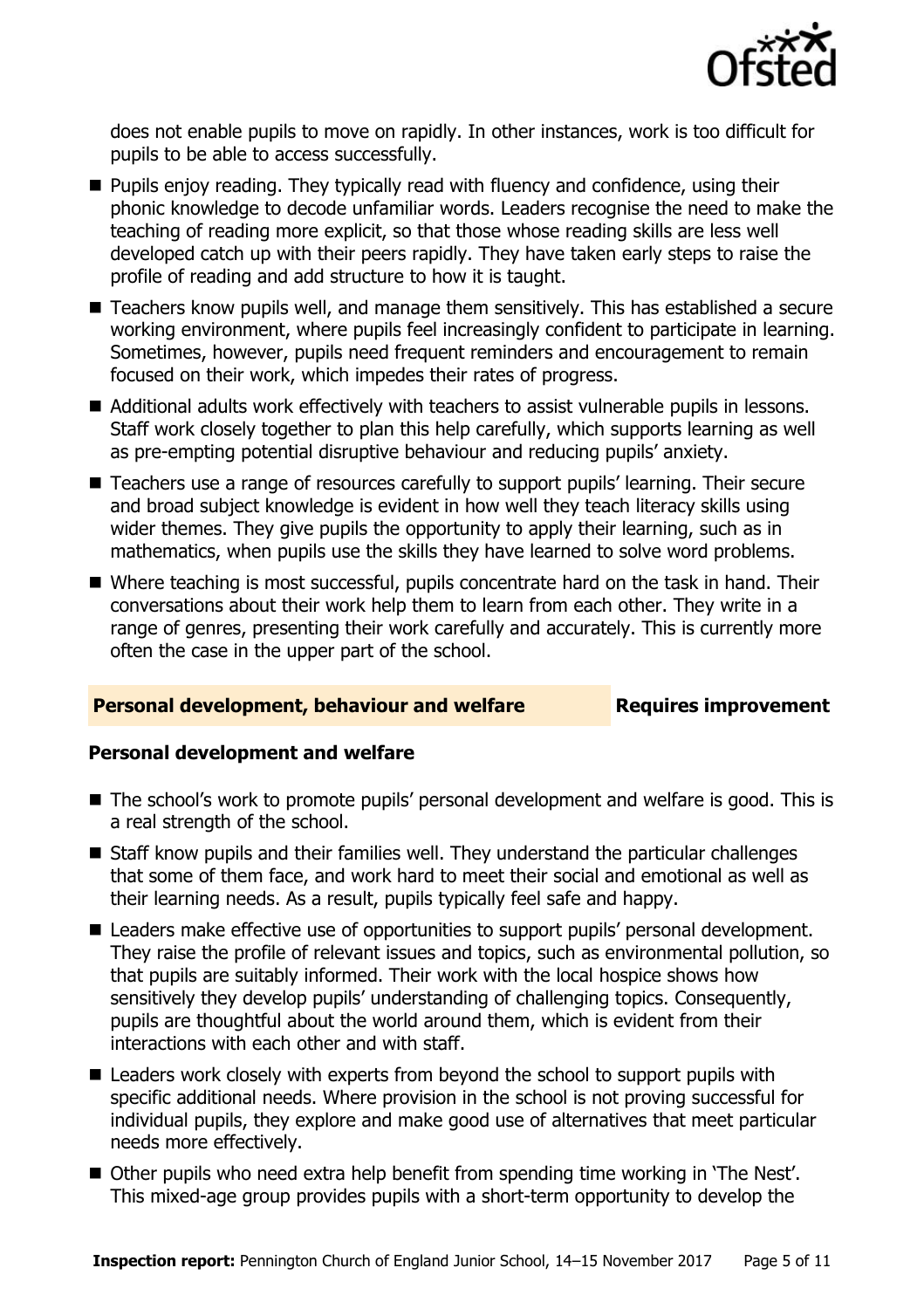does not enable pupils to move on rapidly. In other instances, work is too difficult for pupils to be able to access successfully.

- Pupils enjoy reading. They typically read with fluency and confidence, using their phonic knowledge to decode unfamiliar words. Leaders recognise the need to make the teaching of reading more explicit, so that those whose reading skills are less well developed catch up with their peers rapidly. They have taken early steps to raise the profile of reading and add structure to how it is taught.
- Teachers know pupils well, and manage them sensitively. This has established a secure working environment, where pupils feel increasingly confident to participate in learning. Sometimes, however, pupils need frequent reminders and encouragement to remain focused on their work, which impedes their rates of progress.
- Additional adults work effectively with teachers to assist vulnerable pupils in lessons. Staff work closely together to plan this help carefully, which supports learning as well as pre-empting potential disruptive behaviour and reducing pupils' anxiety.
- Teachers use a range of resources carefully to support pupils' learning. Their secure and broad subject knowledge is evident in how well they teach literacy skills using wider themes. They give pupils the opportunity to apply their learning, such as in mathematics, when pupils use the skills they have learned to solve word problems.
- Where teaching is most successful, pupils concentrate hard on the task in hand. Their conversations about their work help them to learn from each other. They write in a range of genres, presenting their work carefully and accurately. This is currently more often the case in the upper part of the school.

## Personal development, behaviour and welfare — Requires improvement

### Personal development and welfare

- The school's work to promote pupils' personal development and welfare is good. This is a real strength of the school.
- Staff know pupils and their families well. They understand the particular challenges that some of them face, and work hard to meet their social and emotional as well as their learning needs. As a result, pupils typically feel safe and happy.
- Leaders make effective use of opportunities to support pupils' personal development. They raise the profile of relevant issues and topics, such as environmental pollution, so that pupils are suitably informed. Their work with the local hospice shows how sensitively they develop pupils' understanding of challenging topics. Consequently, pupils are thoughtful about the world around them, which is evident from their interactions with each other and with staff.
- Leaders work closely with experts from beyond the school to support pupils with specific additional needs. Where provision in the school is not proving successful for individual pupils, they explore and make good use of alternatives that meet particular needs more effectively.
- Other pupils who need extra help benefit from spending time working in 'The Nest'. This mixed-age group provides pupils with a short-term opportunity to develop the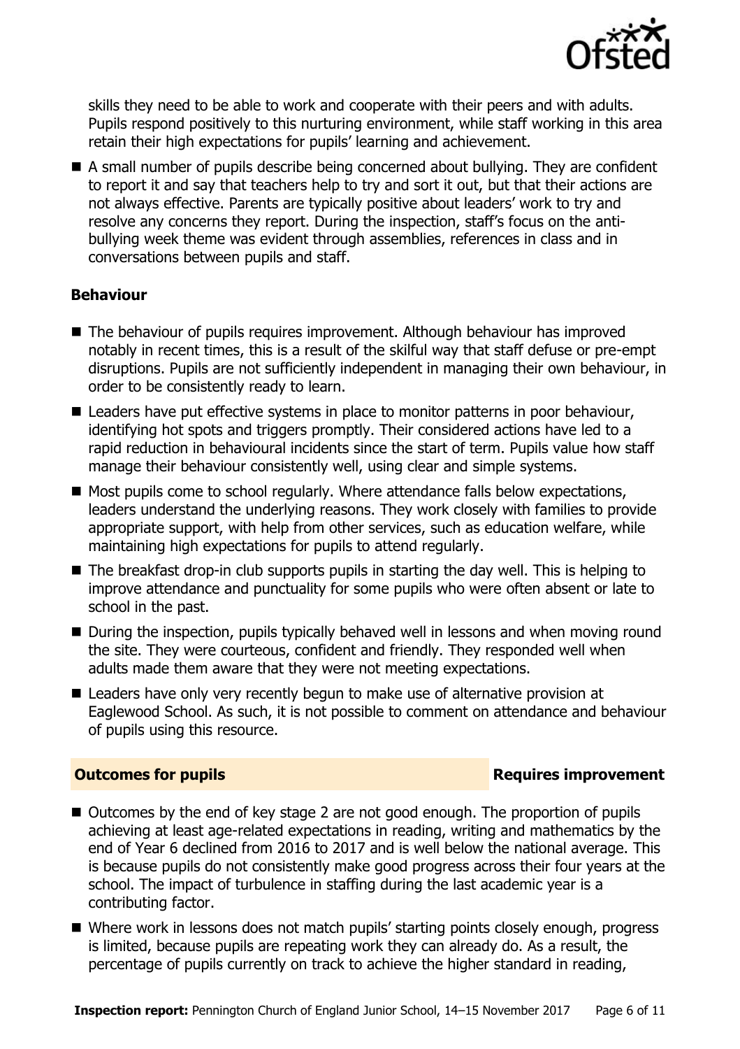skills they need to be able to work and cooperate with their peers and with adults. Pupils respond positively to this nurturing environment, while staff working in this area retain their high expectations for pupils' learning and achievement.

- A small number of pupils describe being concerned about bullying. They are confident to report it and say that teachers help to try and sort it out, but that their actions are not always effective. Parents are typically positive about leaders' work to try and resolve any concerns they report. During the inspection, staff's focus on the anti-bullying week theme was evident through assemblies, references in class and in conversations between pupils and staff.

### Behaviour

- The behaviour of pupils requires improvement. Although behaviour has improved notably in recent times, this is a result of the skilful way that staff defuse or pre-empt disruptions. Pupils are not sufficiently independent in managing their own behaviour, in order to be consistently ready to learn.
- Leaders have put effective systems in place to monitor patterns in poor behaviour, identifying hot spots and triggers promptly. Their considered actions have led to a rapid reduction in behavioural incidents since the start of term. Pupils value how staff manage their behaviour consistently well, using clear and simple systems.
- Most pupils come to school regularly. Where attendance falls below expectations, leaders understand the underlying reasons. They work closely with families to provide appropriate support, with help from other services, such as education welfare, while maintaining high expectations for pupils to attend regularly.
- The breakfast drop-in club supports pupils in starting the day well. This is helping to improve attendance and punctuality for some pupils who were often absent or late to school in the past.
- During the inspection, pupils typically behaved well in lessons and when moving round the site. They were courteous, confident and friendly. They responded well when adults made them aware that they were not meeting expectations.
- Leaders have only very recently begun to make use of alternative provision at Eaglewood School. As such, it is not possible to comment on attendance and behaviour of pupils using this resource.

## Outcomes for pupils — Requires improvement

- Outcomes by the end of key stage 2 are not good enough. The proportion of pupils achieving at least age-related expectations in reading, writing and mathematics by the end of Year 6 declined from 2016 to 2017 and is well below the national average. This is because pupils do not consistently make good progress across their four years at the school. The impact of turbulence in staffing during the last academic year is a contributing factor.
- Where work in lessons does not match pupils' starting points closely enough, progress is limited, because pupils are repeating work they can already do. As a result, the percentage of pupils currently on track to achieve the higher standard in reading,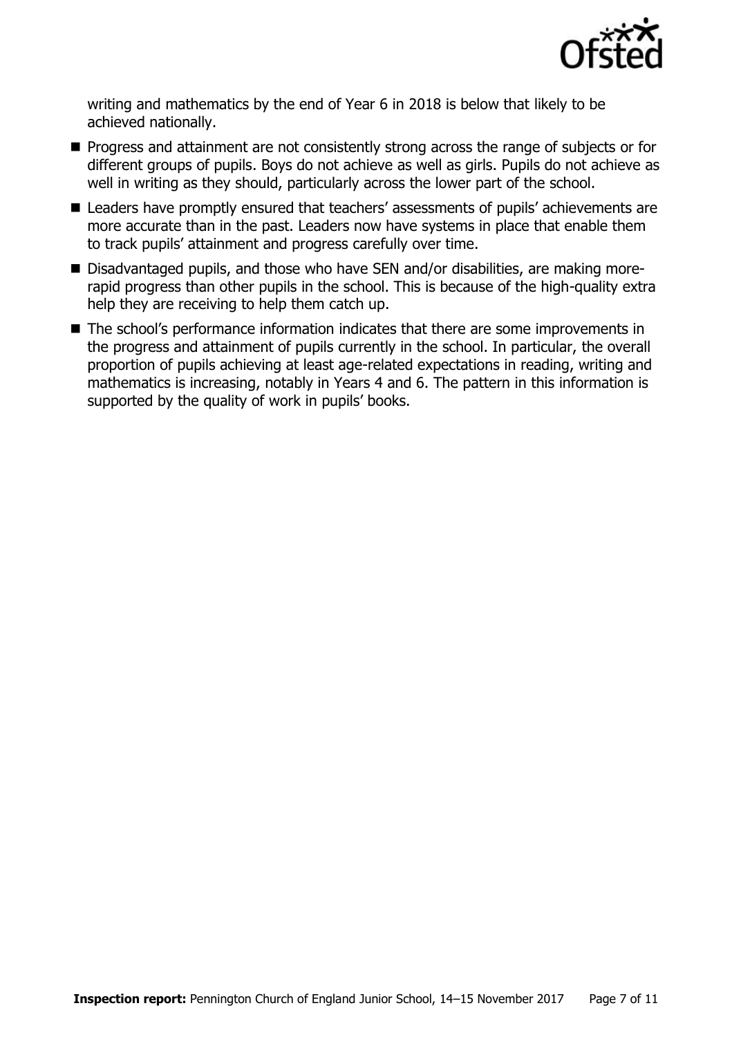writing and mathematics by the end of Year 6 in 2018 is below that likely to be achieved nationally.

- Progress and attainment are not consistently strong across the range of subjects or for different groups of pupils. Boys do not achieve as well as girls. Pupils do not achieve as well in writing as they should, particularly across the lower part of the school.
- Leaders have promptly ensured that teachers' assessments of pupils' achievements are more accurate than in the past. Leaders now have systems in place that enable them to track pupils' attainment and progress carefully over time.
- Disadvantaged pupils, and those who have SEN and/or disabilities, are making more-rapid progress than other pupils in the school. This is because of the high-quality extra help they are receiving to help them catch up.
- The school's performance information indicates that there are some improvements in the progress and attainment of pupils currently in the school. In particular, the overall proportion of pupils achieving at least age-related expectations in reading, writing and mathematics is increasing, notably in Years 4 and 6. The pattern in this information is supported by the quality of work in pupils' books.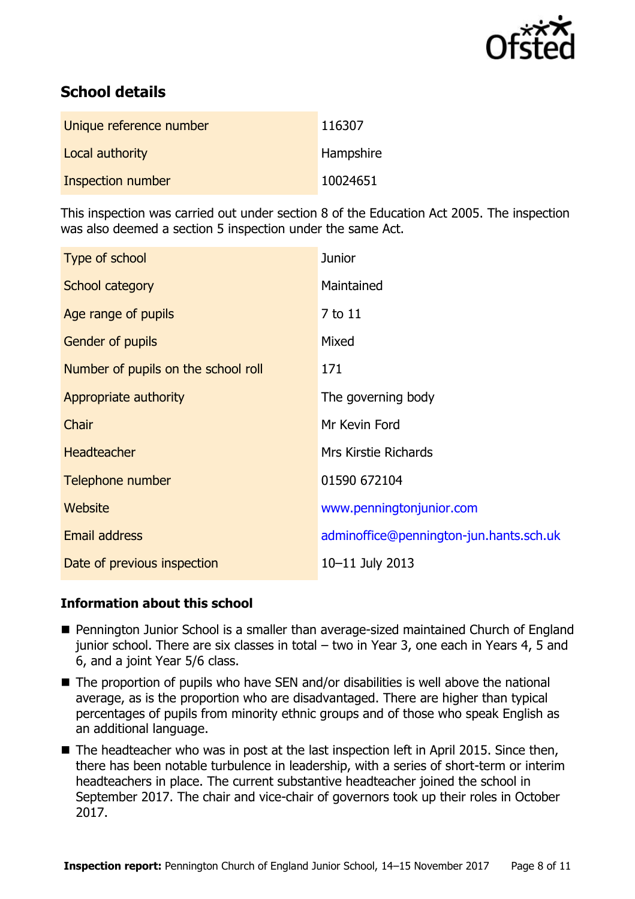## School details

| Unique reference number | 116307 |
| --- | --- |
| Local authority | Hampshire |
| Inspection number | 10024651 |

This inspection was carried out under section 8 of the Education Act 2005. The inspection was also deemed a section 5 inspection under the same Act.

| Type of school | Junior |
| --- | --- |
| School category | Maintained |
| Age range of pupils | 7 to 11 |
| Gender of pupils | Mixed |
| Number of pupils on the school roll | 171 |
| Appropriate authority | The governing body |
| Chair | Mr Kevin Ford |
| Headteacher | Mrs Kirstie Richards |
| Telephone number | 01590 672104 |
| Website | www.penningtonjunior.com |
| Email address | adminoffice@pennington-jun.hants.sch.uk |
| Date of previous inspection | 10–11 July 2013 |

### Information about this school

- Pennington Junior School is a smaller than average-sized maintained Church of England junior school. There are six classes in total – two in Year 3, one each in Years 4, 5 and 6, and a joint Year 5/6 class.
- The proportion of pupils who have SEN and/or disabilities is well above the national average, as is the proportion who are disadvantaged. There are higher than typical percentages of pupils from minority ethnic groups and of those who speak English as an additional language.
- The headteacher who was in post at the last inspection left in April 2015. Since then, there has been notable turbulence in leadership, with a series of short-term or interim headteachers in place. The current substantive headteacher joined the school in September 2017. The chair and vice-chair of governors took up their roles in October 2017.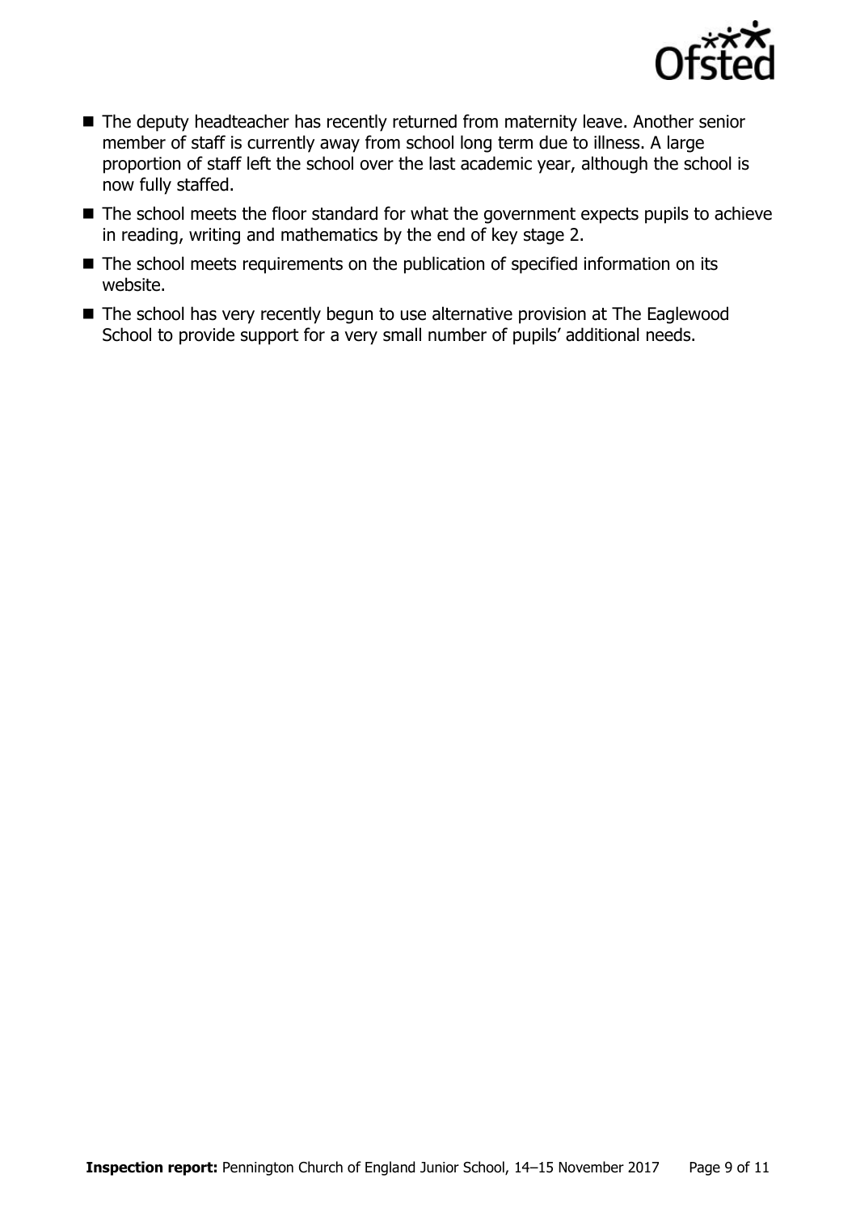- The deputy headteacher has recently returned from maternity leave. Another senior member of staff is currently away from school long term due to illness. A large proportion of staff left the school over the last academic year, although the school is now fully staffed.
- The school meets the floor standard for what the government expects pupils to achieve in reading, writing and mathematics by the end of key stage 2.
- The school meets requirements on the publication of specified information on its website.
- The school has very recently begun to use alternative provision at The Eaglewood School to provide support for a very small number of pupils' additional needs.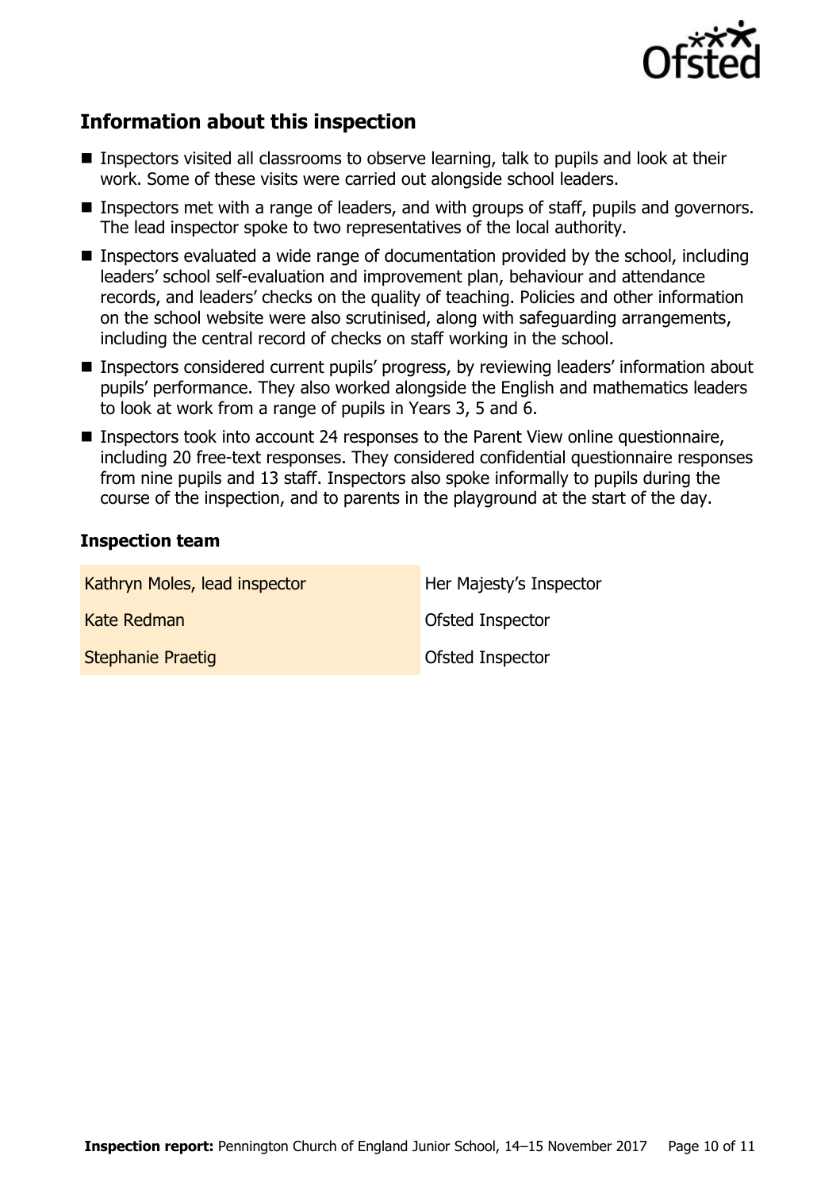## Information about this inspection

- Inspectors visited all classrooms to observe learning, talk to pupils and look at their work. Some of these visits were carried out alongside school leaders.
- Inspectors met with a range of leaders, and with groups of staff, pupils and governors. The lead inspector spoke to two representatives of the local authority.
- Inspectors evaluated a wide range of documentation provided by the school, including leaders' school self-evaluation and improvement plan, behaviour and attendance records, and leaders' checks on the quality of teaching. Policies and other information on the school website were also scrutinised, along with safeguarding arrangements, including the central record of checks on staff working in the school.
- Inspectors considered current pupils' progress, by reviewing leaders' information about pupils' performance. They also worked alongside the English and mathematics leaders to look at work from a range of pupils in Years 3, 5 and 6.
- Inspectors took into account 24 responses to the Parent View online questionnaire, including 20 free-text responses. They considered confidential questionnaire responses from nine pupils and 13 staff. Inspectors also spoke informally to pupils during the course of the inspection, and to parents in the playground at the start of the day.

### Inspection team

| | |
|---|---|
| Kathryn Moles, lead inspector | Her Majesty's Inspector |
| Kate Redman | Ofsted Inspector |
| Stephanie Praetig | Ofsted Inspector |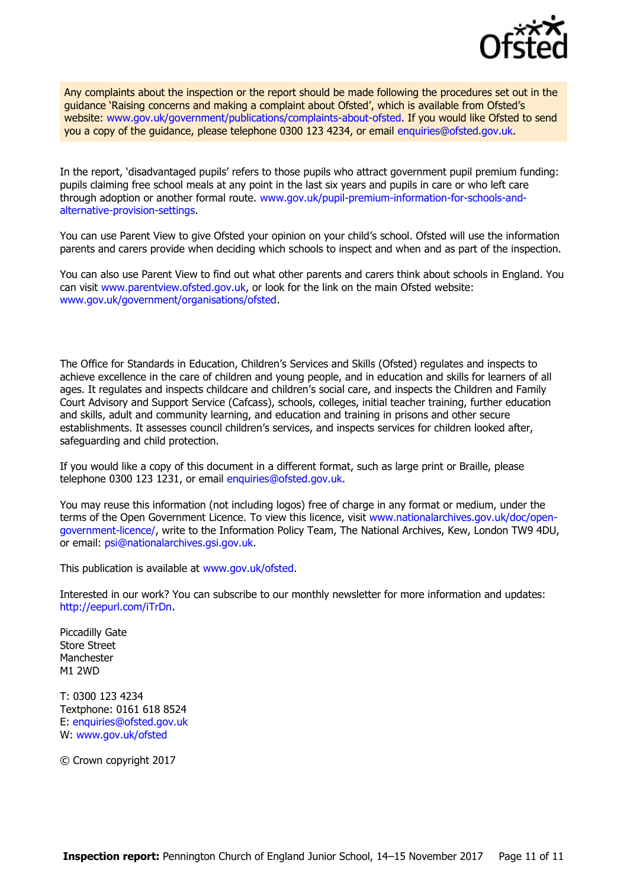Any complaints about the inspection or the report should be made following the procedures set out in the guidance 'Raising concerns and making a complaint about Ofsted', which is available from Ofsted's website: www.gov.uk/government/publications/complaints-about-ofsted. If you would like Ofsted to send you a copy of the guidance, please telephone 0300 123 4234, or email enquiries@ofsted.gov.uk.

In the report, 'disadvantaged pupils' refers to those pupils who attract government pupil premium funding: pupils claiming free school meals at any point in the last six years and pupils in care or who left care through adoption or another formal route. www.gov.uk/pupil-premium-information-for-schools-and-alternative-provision-settings.

You can use Parent View to give Ofsted your opinion on your child's school. Ofsted will use the information parents and carers provide when deciding which schools to inspect and when and as part of the inspection.

You can also use Parent View to find out what other parents and carers think about schools in England. You can visit www.parentview.ofsted.gov.uk, or look for the link on the main Ofsted website: www.gov.uk/government/organisations/ofsted.

The Office for Standards in Education, Children's Services and Skills (Ofsted) regulates and inspects to achieve excellence in the care of children and young people, and in education and skills for learners of all ages. It regulates and inspects childcare and children's social care, and inspects the Children and Family Court Advisory and Support Service (Cafcass), schools, colleges, initial teacher training, further education and skills, adult and community learning, and education and training in prisons and other secure establishments. It assesses council children's services, and inspects services for children looked after, safeguarding and child protection.

If you would like a copy of this document in a different format, such as large print or Braille, please telephone 0300 123 1231, or email enquiries@ofsted.gov.uk.

You may reuse this information (not including logos) free of charge in any format or medium, under the terms of the Open Government Licence. To view this licence, visit www.nationalarchives.gov.uk/doc/open-government-licence/, write to the Information Policy Team, The National Archives, Kew, London TW9 4DU, or email: psi@nationalarchives.gsi.gov.uk.

This publication is available at www.gov.uk/ofsted.

Interested in our work? You can subscribe to our monthly newsletter for more information and updates: http://eepurl.com/iTrDn.

Piccadilly Gate
Store Street
Manchester
M1 2WD

T: 0300 123 4234
Textphone: 0161 618 8524
E: enquiries@ofsted.gov.uk
W: www.gov.uk/ofsted

© Crown copyright 2017